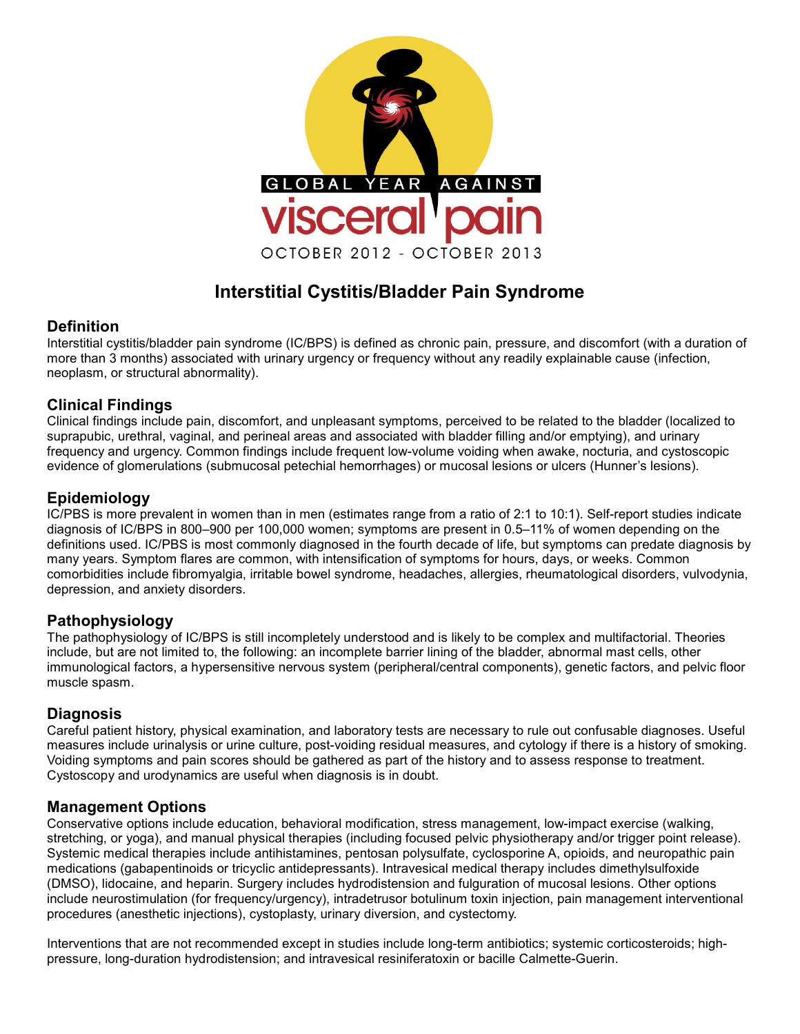GLOBAL YEAR AGAINST

visceral pain

OCTOBER 2012 - OCTOBER 2013

# Interstitial Cystitis/Bladder Pain Syndrome

## Definition

Interstitial cystitis/bladder pain syndrome (IC/BPS) is defined as chronic pain, pressure, and discomfort (with a duration of more than 3 months) associated with urinary urgency or frequency without any readily explainable cause (infection, neoplasm, or structural abnormality).

## Clinical Findings

Clinical findings include pain, discomfort, and unpleasant symptoms, perceived to be related to the bladder (localized to suprapubic, urethral, vaginal, and perineal areas and associated with bladder filling and/or emptying), and urinary frequency and urgency. Common findings include frequent low-volume voiding when awake, nocturia, and cystoscopic evidence of glomerulations (submucosal petechial hemorrhages) or mucosal lesions or ulcers (Hunner's lesions).

## Epidemiology

IC/PBS is more prevalent in women than in men (estimates range from a ratio of 2:1 to 10:1). Self-report studies indicate diagnosis of IC/BPS in 800–900 per 100,000 women; symptoms are present in 0.5–11% of women depending on the definitions used. IC/PBS is most commonly diagnosed in the fourth decade of life, but symptoms can predate diagnosis by many years. Symptom flares are common, with intensification of symptoms for hours, days, or weeks. Common comorbidities include fibromyalgia, irritable bowel syndrome, headaches, allergies, rheumatological disorders, vulvodynia, depression, and anxiety disorders.

## Pathophysiology

The pathophysiology of IC/BPS is still incompletely understood and is likely to be complex and multifactorial. Theories include, but are not limited to, the following: an incomplete barrier lining of the bladder, abnormal mast cells, other immunological factors, a hypersensitive nervous system (peripheral/central components), genetic factors, and pelvic floor muscle spasm.

## Diagnosis

Careful patient history, physical examination, and laboratory tests are necessary to rule out confusable diagnoses. Useful measures include urinalysis or urine culture, post-voiding residual measures, and cytology if there is a history of smoking. Voiding symptoms and pain scores should be gathered as part of the history and to assess response to treatment. Cystoscopy and urodynamics are useful when diagnosis is in doubt.

## Management Options

Conservative options include education, behavioral modification, stress management, low-impact exercise (walking, stretching, or yoga), and manual physical therapies (including focused pelvic physiotherapy and/or trigger point release). Systemic medical therapies include antihistamines, pentosan polysulfate, cyclosporine A, opioids, and neuropathic pain medications (gabapentinoids or tricyclic antidepressants). Intravesical medical therapy includes dimethylsulfoxide (DMSO), lidocaine, and heparin. Surgery includes hydrodistension and fulguration of mucosal lesions. Other options include neurostimulation (for frequency/urgency), intradetrusor botulinum toxin injection, pain management interventional procedures (anesthetic injections), cystoplasty, urinary diversion, and cystectomy.

Interventions that are not recommended except in studies include long-term antibiotics; systemic corticosteroids; high-pressure, long-duration hydrodistension; and intravesical resiniferatoxin or bacille Calmette-Guerin.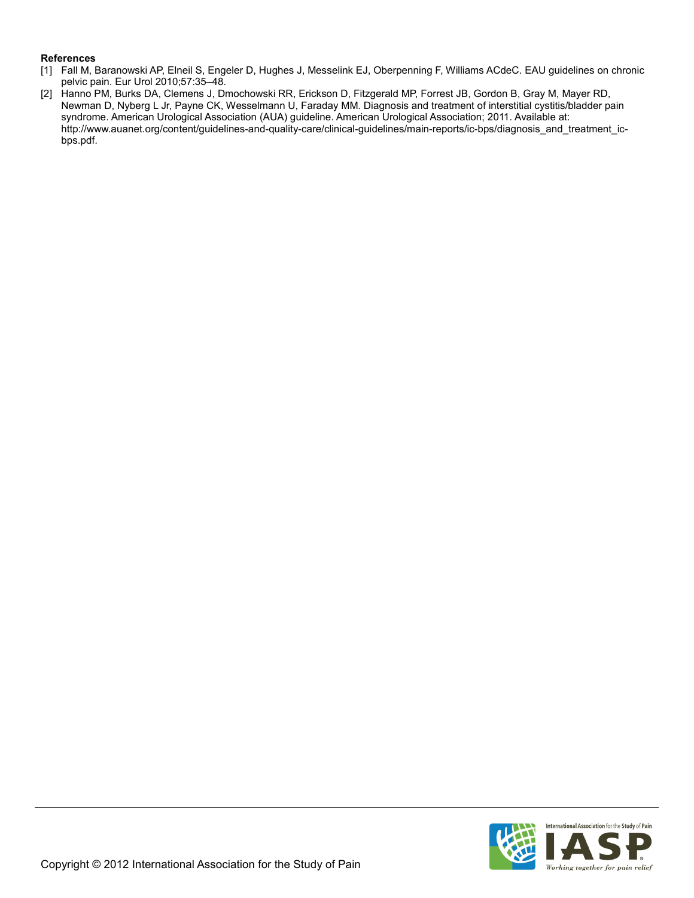**References**

[1] Fall M, Baranowski AP, Elneil S, Engeler D, Hughes J, Messelink EJ, Oberpenning F, Williams ACdeC. EAU guidelines on chronic pelvic pain. Eur Urol 2010;57:35–48.

[2] Hanno PM, Burks DA, Clemens J, Dmochowski RR, Erickson D, Fitzgerald MP, Forrest JB, Gordon B, Gray M, Mayer RD, Newman D, Nyberg L Jr, Payne CK, Wesselmann U, Faraday MM. Diagnosis and treatment of interstitial cystitis/bladder pain syndrome. American Urological Association (AUA) guideline. American Urological Association; 2011. Available at: http://www.auanet.org/content/guidelines-and-quality-care/clinical-guidelines/main-reports/ic-bps/diagnosis_and_treatment_ic-bps.pdf.

Copyright © 2012 International Association for the Study of Pain